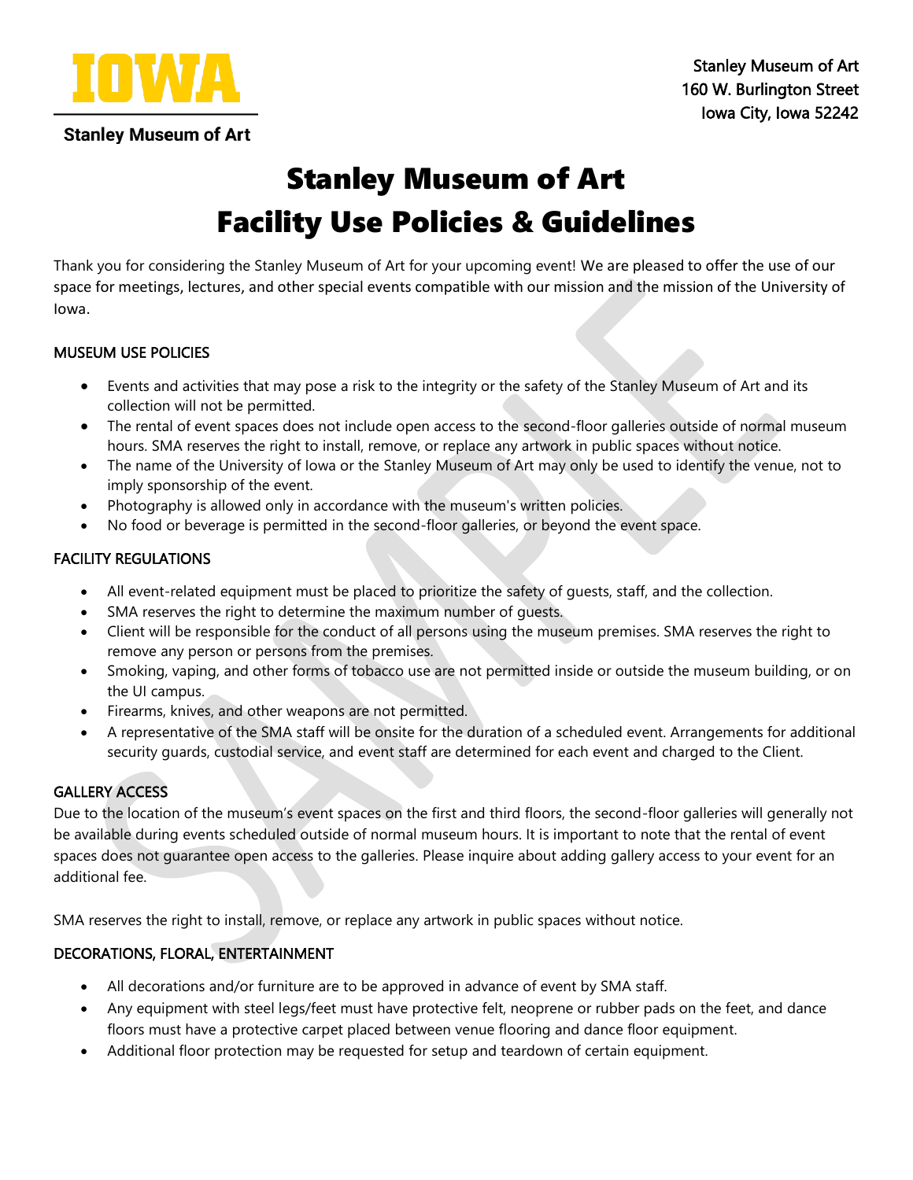Stanley Museum of Art
160 W. Burlington Street
Iowa City, Iowa 52242

# Stanley Museum of Art
# Facility Use Policies & Guidelines

Thank you for considering the Stanley Museum of Art for your upcoming event! We are pleased to offer the use of our space for meetings, lectures, and other special events compatible with our mission and the mission of the University of Iowa.

## MUSEUM USE POLICIES

- Events and activities that may pose a risk to the integrity or the safety of the Stanley Museum of Art and its collection will not be permitted.
- The rental of event spaces does not include open access to the second-floor galleries outside of normal museum hours. SMA reserves the right to install, remove, or replace any artwork in public spaces without notice.
- The name of the University of Iowa or the Stanley Museum of Art may only be used to identify the venue, not to imply sponsorship of the event.
- Photography is allowed only in accordance with the museum's written policies.
- No food or beverage is permitted in the second-floor galleries, or beyond the event space.

## FACILITY REGULATIONS

- All event-related equipment must be placed to prioritize the safety of guests, staff, and the collection.
- SMA reserves the right to determine the maximum number of guests.
- Client will be responsible for the conduct of all persons using the museum premises. SMA reserves the right to remove any person or persons from the premises.
- Smoking, vaping, and other forms of tobacco use are not permitted inside or outside the museum building, or on the UI campus.
- Firearms, knives, and other weapons are not permitted.
- A representative of the SMA staff will be onsite for the duration of a scheduled event. Arrangements for additional security guards, custodial service, and event staff are determined for each event and charged to the Client.

## GALLERY ACCESS

Due to the location of the museum's event spaces on the first and third floors, the second-floor galleries will generally not be available during events scheduled outside of normal museum hours. It is important to note that the rental of event spaces does not guarantee open access to the galleries. Please inquire about adding gallery access to your event for an additional fee.

SMA reserves the right to install, remove, or replace any artwork in public spaces without notice.

## DECORATIONS, FLORAL, ENTERTAINMENT

- All decorations and/or furniture are to be approved in advance of event by SMA staff.
- Any equipment with steel legs/feet must have protective felt, neoprene or rubber pads on the feet, and dance floors must have a protective carpet placed between venue flooring and dance floor equipment.
- Additional floor protection may be requested for setup and teardown of certain equipment.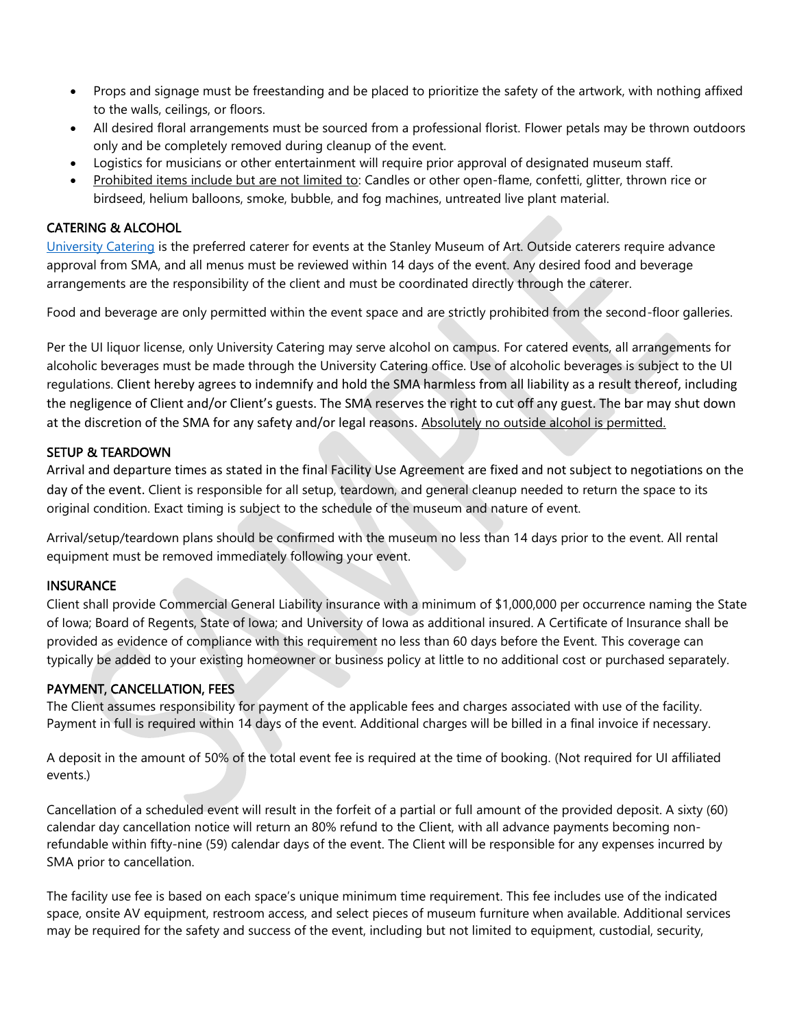- Props and signage must be freestanding and be placed to prioritize the safety of the artwork, with nothing affixed to the walls, ceilings, or floors.
- All desired floral arrangements must be sourced from a professional florist. Flower petals may be thrown outdoors only and be completely removed during cleanup of the event.
- Logistics for musicians or other entertainment will require prior approval of designated museum staff.
- Prohibited items include but are not limited to: Candles or other open-flame, confetti, glitter, thrown rice or birdseed, helium balloons, smoke, bubble, and fog machines, untreated live plant material.

## CATERING & ALCOHOL

University Catering is the preferred caterer for events at the Stanley Museum of Art. Outside caterers require advance approval from SMA, and all menus must be reviewed within 14 days of the event. Any desired food and beverage arrangements are the responsibility of the client and must be coordinated directly through the caterer.

Food and beverage are only permitted within the event space and are strictly prohibited from the second-floor galleries.

Per the UI liquor license, only University Catering may serve alcohol on campus. For catered events, all arrangements for alcoholic beverages must be made through the University Catering office. Use of alcoholic beverages is subject to the UI regulations. Client hereby agrees to indemnify and hold the SMA harmless from all liability as a result thereof, including the negligence of Client and/or Client's guests. The SMA reserves the right to cut off any guest. The bar may shut down at the discretion of the SMA for any safety and/or legal reasons. Absolutely no outside alcohol is permitted.

## SETUP & TEARDOWN

Arrival and departure times as stated in the final Facility Use Agreement are fixed and not subject to negotiations on the day of the event. Client is responsible for all setup, teardown, and general cleanup needed to return the space to its original condition. Exact timing is subject to the schedule of the museum and nature of event.

Arrival/setup/teardown plans should be confirmed with the museum no less than 14 days prior to the event. All rental equipment must be removed immediately following your event.

## INSURANCE

Client shall provide Commercial General Liability insurance with a minimum of $1,000,000 per occurrence naming the State of Iowa; Board of Regents, State of Iowa; and University of Iowa as additional insured. A Certificate of Insurance shall be provided as evidence of compliance with this requirement no less than 60 days before the Event. This coverage can typically be added to your existing homeowner or business policy at little to no additional cost or purchased separately.

## PAYMENT, CANCELLATION, FEES

The Client assumes responsibility for payment of the applicable fees and charges associated with use of the facility. Payment in full is required within 14 days of the event. Additional charges will be billed in a final invoice if necessary.

A deposit in the amount of 50% of the total event fee is required at the time of booking. (Not required for UI affiliated events.)

Cancellation of a scheduled event will result in the forfeit of a partial or full amount of the provided deposit. A sixty (60) calendar day cancellation notice will return an 80% refund to the Client, with all advance payments becoming non-refundable within fifty-nine (59) calendar days of the event. The Client will be responsible for any expenses incurred by SMA prior to cancellation.

The facility use fee is based on each space's unique minimum time requirement. This fee includes use of the indicated space, onsite AV equipment, restroom access, and select pieces of museum furniture when available. Additional services may be required for the safety and success of the event, including but not limited to equipment, custodial, security,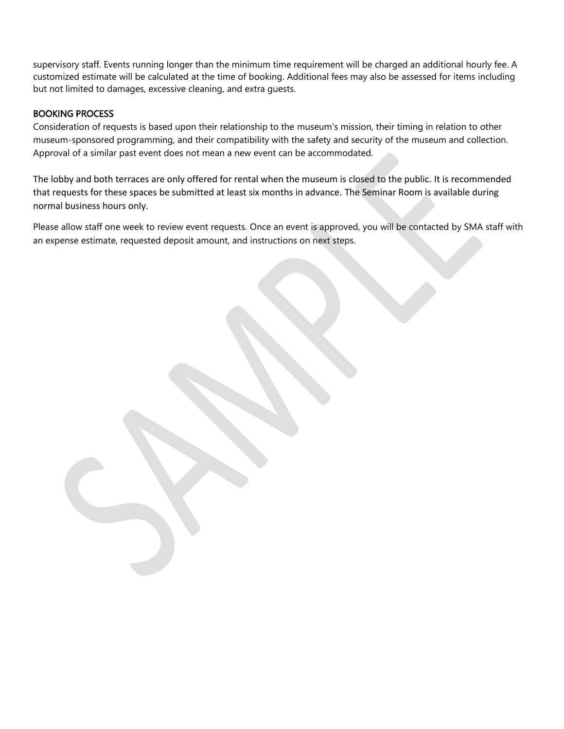supervisory staff. Events running longer than the minimum time requirement will be charged an additional hourly fee. A customized estimate will be calculated at the time of booking. Additional fees may also be assessed for items including but not limited to damages, excessive cleaning, and extra guests.

## BOOKING PROCESS

Consideration of requests is based upon their relationship to the museum's mission, their timing in relation to other museum-sponsored programming, and their compatibility with the safety and security of the museum and collection. Approval of a similar past event does not mean a new event can be accommodated.

The lobby and both terraces are only offered for rental when the museum is closed to the public. It is recommended that requests for these spaces be submitted at least six months in advance. The Seminar Room is available during normal business hours only.

Please allow staff one week to review event requests. Once an event is approved, you will be contacted by SMA staff with an expense estimate, requested deposit amount, and instructions on next steps.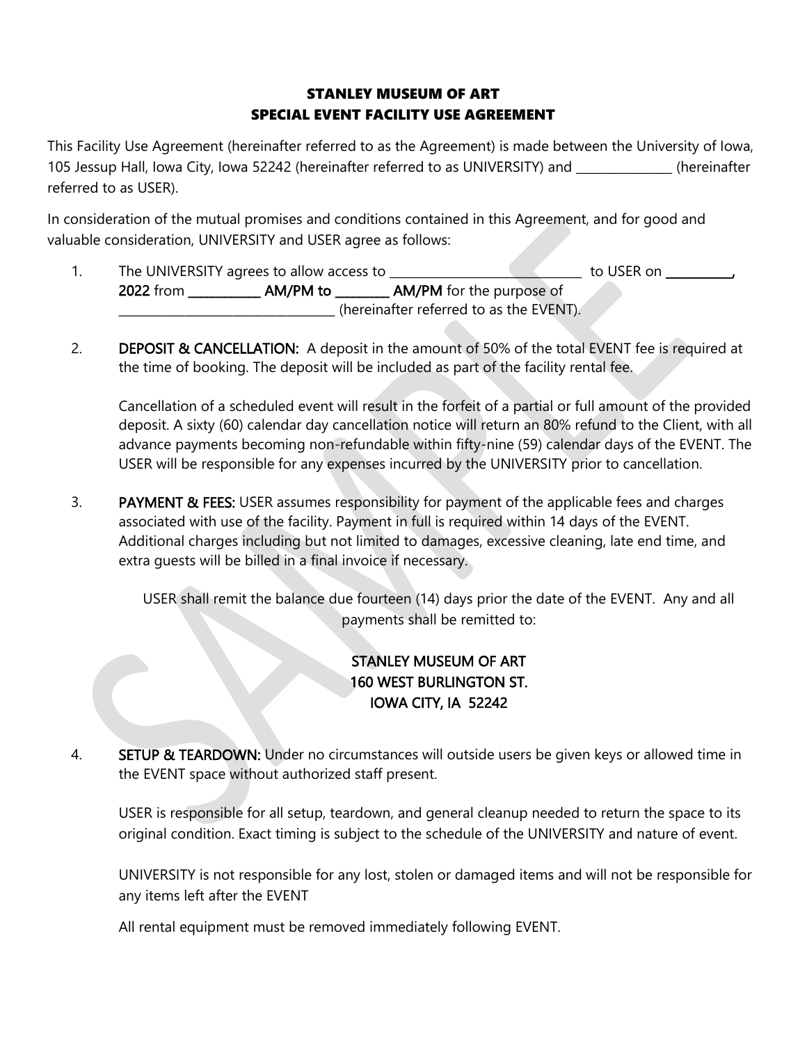# STANLEY MUSEUM OF ART
# SPECIAL EVENT FACILITY USE AGREEMENT

This Facility Use Agreement (hereinafter referred to as the Agreement) is made between the University of Iowa, 105 Jessup Hall, Iowa City, Iowa 52242 (hereinafter referred to as UNIVERSITY) and _______________ (hereinafter referred to as USER).

In consideration of the mutual promises and conditions contained in this Agreement, and for good and valuable consideration, UNIVERSITY and USER agree as follows:

1. The UNIVERSITY agrees to allow access to ______________________________ to USER on __________, **2022** from ___________ **AM/PM to** ________ **AM/PM** for the purpose of _________________________________ (hereinafter referred to as the EVENT).

2. **DEPOSIT & CANCELLATION:** A deposit in the amount of 50% of the total EVENT fee is required at the time of booking. The deposit will be included as part of the facility rental fee.

   Cancellation of a scheduled event will result in the forfeit of a partial or full amount of the provided deposit. A sixty (60) calendar day cancellation notice will return an 80% refund to the Client, with all advance payments becoming non-refundable within fifty-nine (59) calendar days of the EVENT. The USER will be responsible for any expenses incurred by the UNIVERSITY prior to cancellation.

3. **PAYMENT & FEES:** USER assumes responsibility for payment of the applicable fees and charges associated with use of the facility. Payment in full is required within 14 days of the EVENT. Additional charges including but not limited to damages, excessive cleaning, late end time, and extra guests will be billed in a final invoice if necessary.

   USER shall remit the balance due fourteen (14) days prior the date of the EVENT. Any and all payments shall be remitted to:

   STANLEY MUSEUM OF ART
   160 WEST BURLINGTON ST.
   IOWA CITY, IA 52242

4. **SETUP & TEARDOWN:** Under no circumstances will outside users be given keys or allowed time in the EVENT space without authorized staff present.

   USER is responsible for all setup, teardown, and general cleanup needed to return the space to its original condition. Exact timing is subject to the schedule of the UNIVERSITY and nature of event.

   UNIVERSITY is not responsible for any lost, stolen or damaged items and will not be responsible for any items left after the EVENT

   All rental equipment must be removed immediately following EVENT.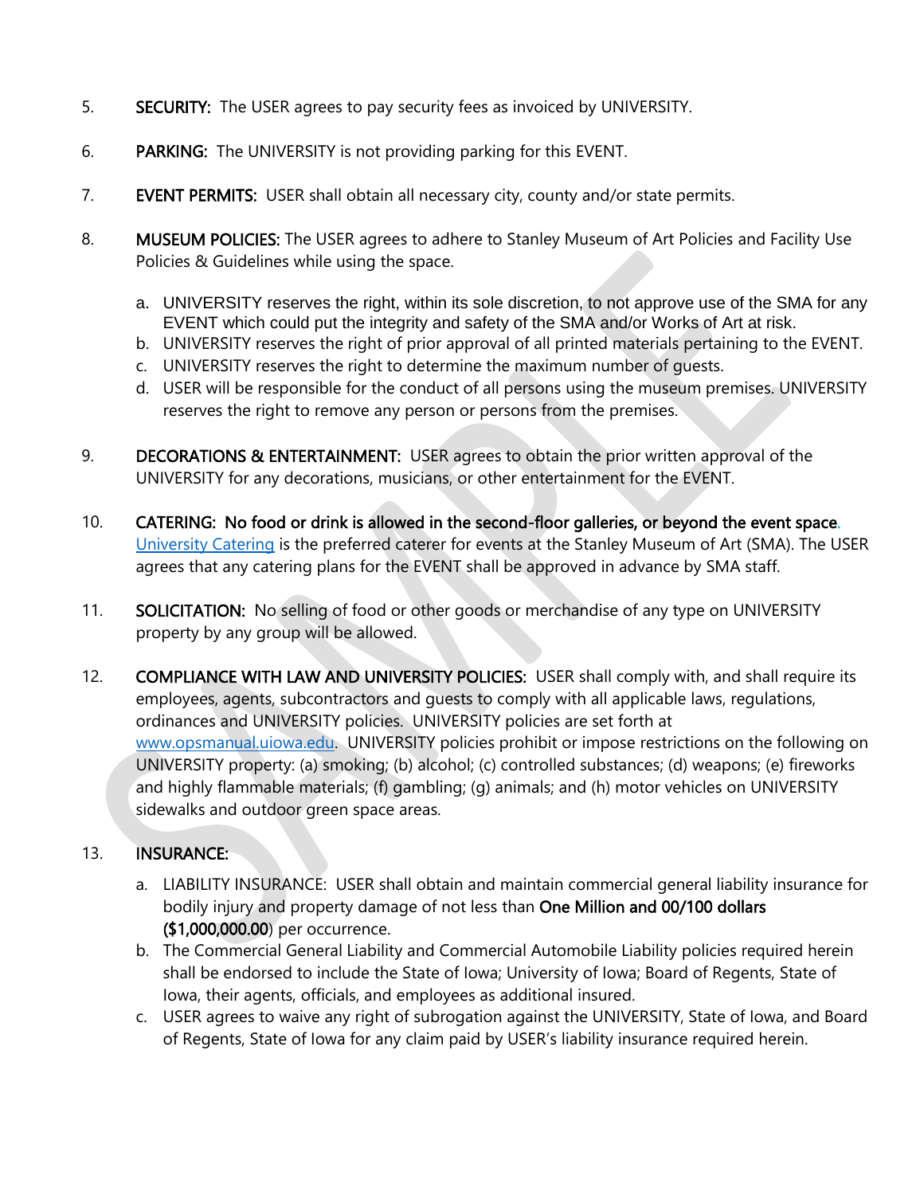5. **SECURITY:** The USER agrees to pay security fees as invoiced by UNIVERSITY.

6. **PARKING:** The UNIVERSITY is not providing parking for this EVENT.

7. **EVENT PERMITS:** USER shall obtain all necessary city, county and/or state permits.

8. **MUSEUM POLICIES:** The USER agrees to adhere to Stanley Museum of Art Policies and Facility Use Policies & Guidelines while using the space.

   a. UNIVERSITY reserves the right, within its sole discretion, to not approve use of the SMA for any EVENT which could put the integrity and safety of the SMA and/or Works of Art at risk.
   b. UNIVERSITY reserves the right of prior approval of all printed materials pertaining to the EVENT.
   c. UNIVERSITY reserves the right to determine the maximum number of guests.
   d. USER will be responsible for the conduct of all persons using the museum premises. UNIVERSITY reserves the right to remove any person or persons from the premises.

9. **DECORATIONS & ENTERTAINMENT:** USER agrees to obtain the prior written approval of the UNIVERSITY for any decorations, musicians, or other entertainment for the EVENT.

10. **CATERING: No food or drink is allowed in the second-floor galleries, or beyond the event space.** University Catering is the preferred caterer for events at the Stanley Museum of Art (SMA). The USER agrees that any catering plans for the EVENT shall be approved in advance by SMA staff.

11. **SOLICITATION:** No selling of food or other goods or merchandise of any type on UNIVERSITY property by any group will be allowed.

12. **COMPLIANCE WITH LAW AND UNIVERSITY POLICIES:** USER shall comply with, and shall require its employees, agents, subcontractors and guests to comply with all applicable laws, regulations, ordinances and UNIVERSITY policies. UNIVERSITY policies are set forth at www.opsmanual.uiowa.edu. UNIVERSITY policies prohibit or impose restrictions on the following on UNIVERSITY property: (a) smoking; (b) alcohol; (c) controlled substances; (d) weapons; (e) fireworks and highly flammable materials; (f) gambling; (g) animals; and (h) motor vehicles on UNIVERSITY sidewalks and outdoor green space areas.

13. **INSURANCE:**

   a. LIABILITY INSURANCE: USER shall obtain and maintain commercial general liability insurance for bodily injury and property damage of not less than **One Million and 00/100 dollars ($1,000,000.00)** per occurrence.
   b. The Commercial General Liability and Commercial Automobile Liability policies required herein shall be endorsed to include the State of Iowa; University of Iowa; Board of Regents, State of Iowa, their agents, officials, and employees as additional insured.
   c. USER agrees to waive any right of subrogation against the UNIVERSITY, State of Iowa, and Board of Regents, State of Iowa for any claim paid by USER's liability insurance required herein.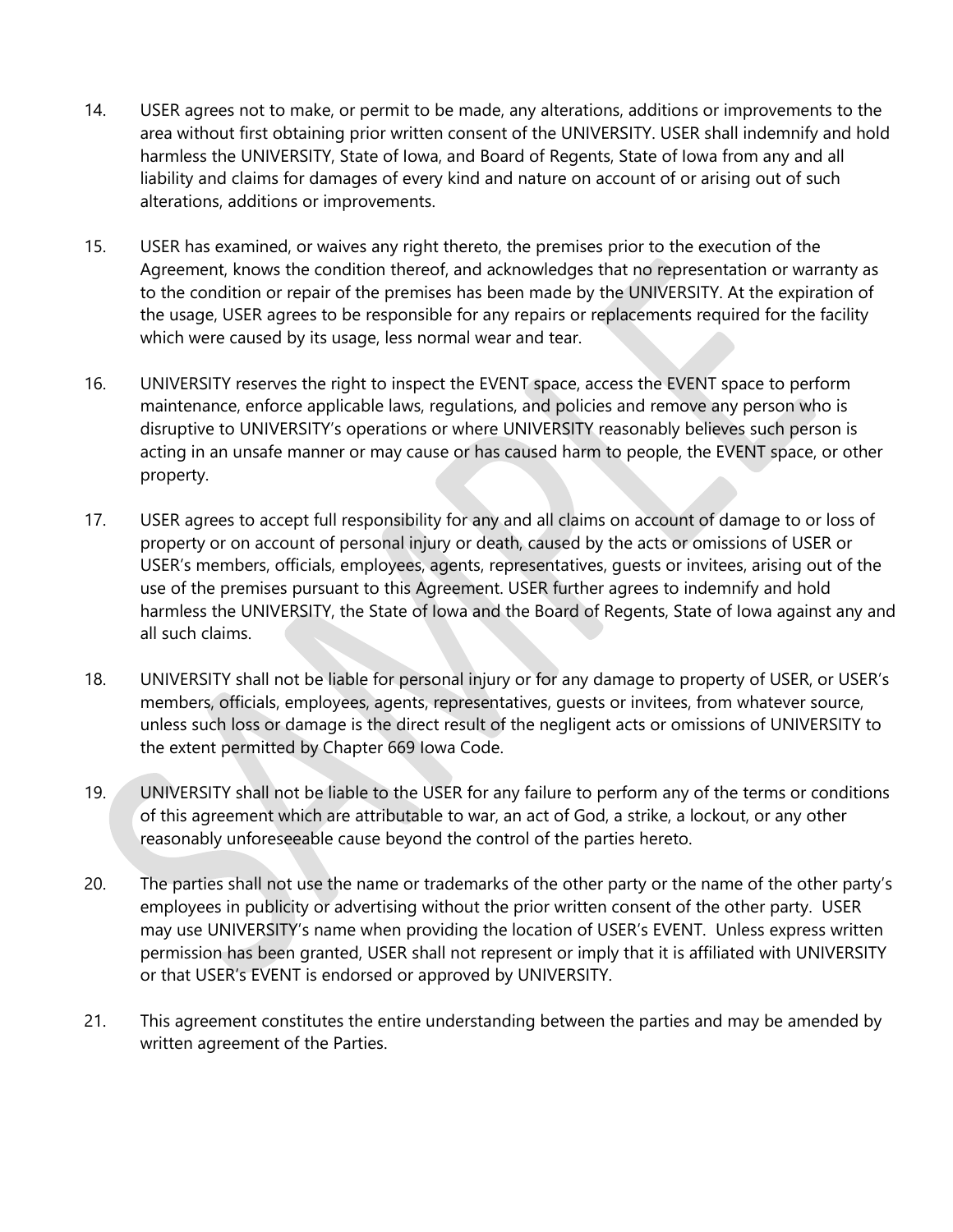14. USER agrees not to make, or permit to be made, any alterations, additions or improvements to the area without first obtaining prior written consent of the UNIVERSITY. USER shall indemnify and hold harmless the UNIVERSITY, State of Iowa, and Board of Regents, State of Iowa from any and all liability and claims for damages of every kind and nature on account of or arising out of such alterations, additions or improvements.

15. USER has examined, or waives any right thereto, the premises prior to the execution of the Agreement, knows the condition thereof, and acknowledges that no representation or warranty as to the condition or repair of the premises has been made by the UNIVERSITY. At the expiration of the usage, USER agrees to be responsible for any repairs or replacements required for the facility which were caused by its usage, less normal wear and tear.

16. UNIVERSITY reserves the right to inspect the EVENT space, access the EVENT space to perform maintenance, enforce applicable laws, regulations, and policies and remove any person who is disruptive to UNIVERSITY's operations or where UNIVERSITY reasonably believes such person is acting in an unsafe manner or may cause or has caused harm to people, the EVENT space, or other property.

17. USER agrees to accept full responsibility for any and all claims on account of damage to or loss of property or on account of personal injury or death, caused by the acts or omissions of USER or USER's members, officials, employees, agents, representatives, guests or invitees, arising out of the use of the premises pursuant to this Agreement. USER further agrees to indemnify and hold harmless the UNIVERSITY, the State of Iowa and the Board of Regents, State of Iowa against any and all such claims.

18. UNIVERSITY shall not be liable for personal injury or for any damage to property of USER, or USER's members, officials, employees, agents, representatives, guests or invitees, from whatever source, unless such loss or damage is the direct result of the negligent acts or omissions of UNIVERSITY to the extent permitted by Chapter 669 Iowa Code.

19. UNIVERSITY shall not be liable to the USER for any failure to perform any of the terms or conditions of this agreement which are attributable to war, an act of God, a strike, a lockout, or any other reasonably unforeseeable cause beyond the control of the parties hereto.

20. The parties shall not use the name or trademarks of the other party or the name of the other party's employees in publicity or advertising without the prior written consent of the other party. USER may use UNIVERSITY's name when providing the location of USER's EVENT. Unless express written permission has been granted, USER shall not represent or imply that it is affiliated with UNIVERSITY or that USER's EVENT is endorsed or approved by UNIVERSITY.

21. This agreement constitutes the entire understanding between the parties and may be amended by written agreement of the Parties.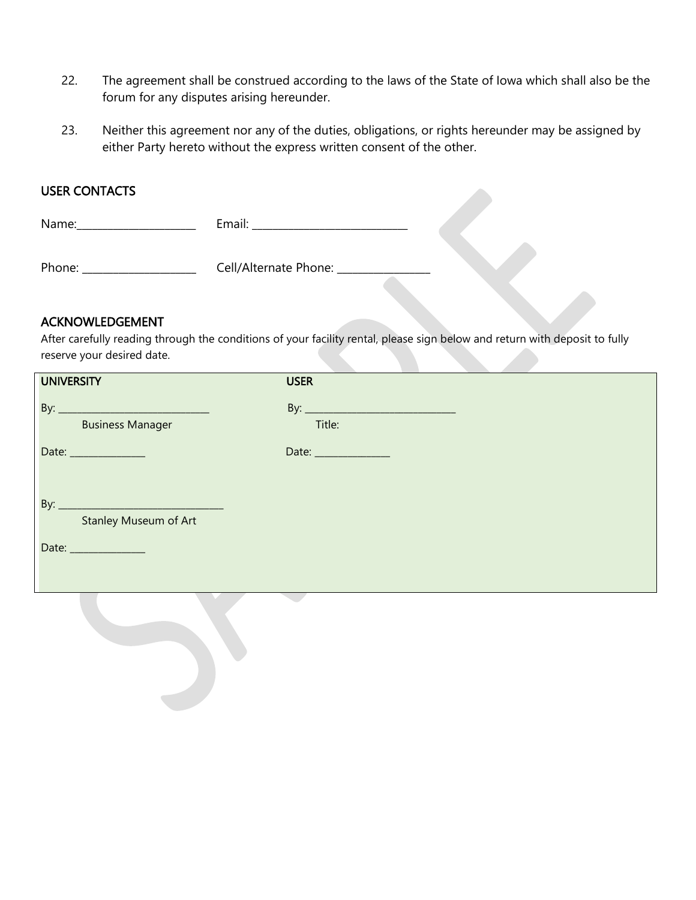22. The agreement shall be construed according to the laws of the State of Iowa which shall also be the forum for any disputes arising hereunder.

23. Neither this agreement nor any of the duties, obligations, or rights hereunder may be assigned by either Party hereto without the express written consent of the other.

## USER CONTACTS

Name:_____________________ Email: ___________________________

Phone: ____________________ Cell/Alternate Phone: ________________

## ACKNOWLEDGEMENT

After carefully reading through the conditions of your facility rental, please sign below and return with deposit to fully reserve your desired date.

| UNIVERSITY | USER |
|---|---|
| By: ______________________________<br>Business Manager | By: ______________________________<br>Title: |
| Date: _______________ | Date: _______________ |
| By: ________________________________<br>Stanley Museum of Art | |
| Date: _______________ | |

SAMPLE